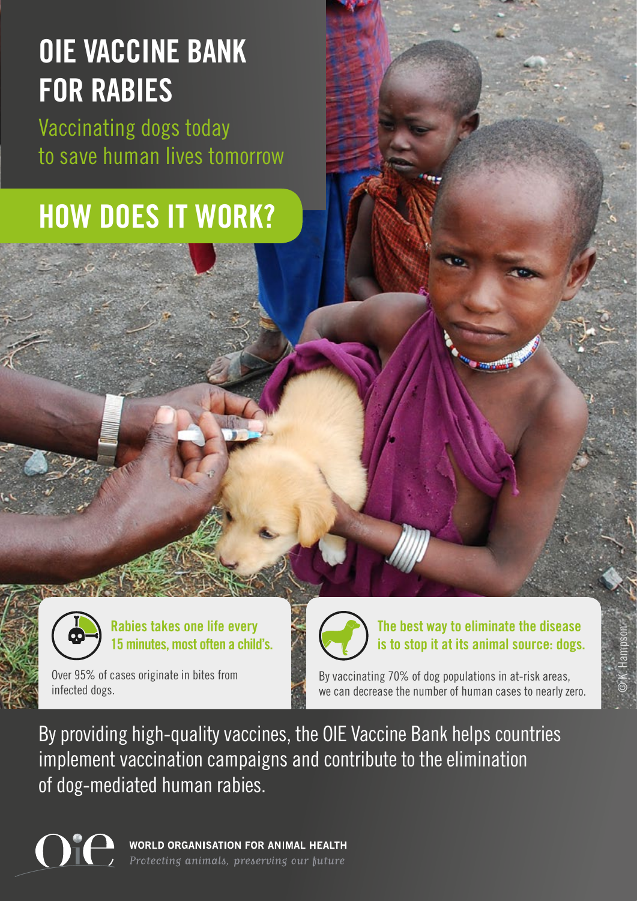# OIE VACCINE BANK FOR RABIES

Vaccinating dogs today to save human lives tomorrow

## HOW DOES IT WORK?

**Rabies takes one life every 15 minutes, most often a child's.**

Over 95% of cases originate in bites from infected dogs.

**The best way to eliminate the disease is to stop it at its animal source: dogs.**

By vaccinating 70% of dog populations in at-risk areas, we can decrease the number of human cases to nearly zero.

©K. Hampson

By providing high-quality vaccines, the OIE Vaccine Bank helps countries implement vaccination campaigns and contribute to the elimination of dog-mediated human rabies.

**WORLD ORGANISATION FOR ANIMAL HEALTH**

*Protecting animals, preserving our future*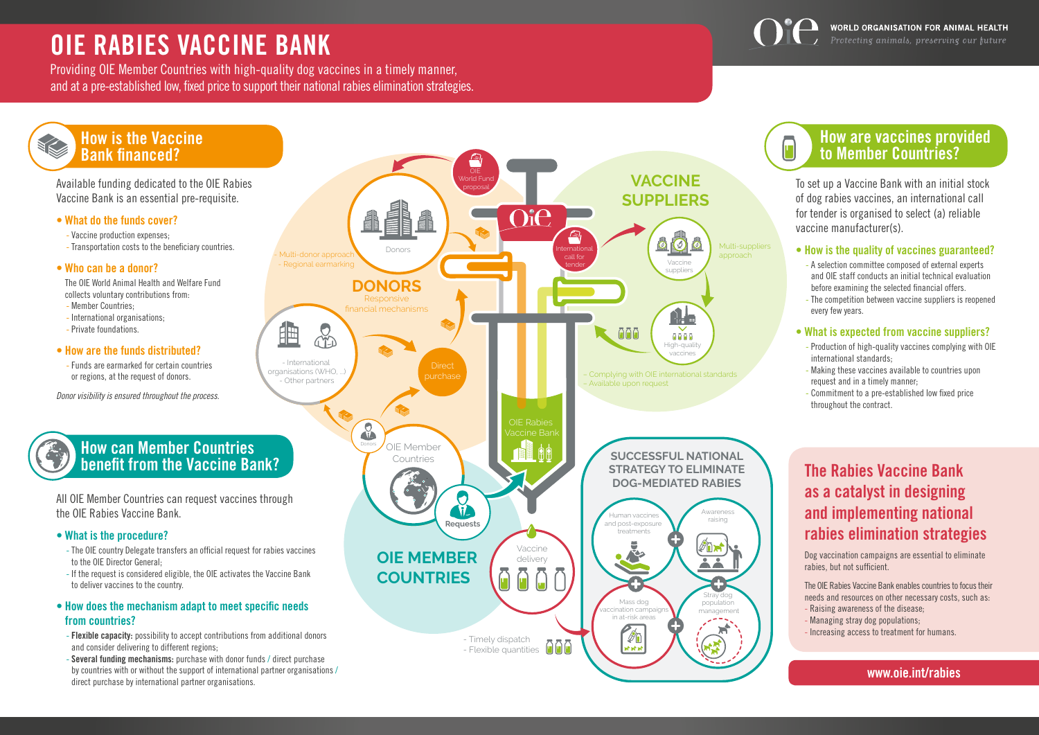# OIE RABIES VACCINE BANK

Providing OIE Member Countries with high-quality dog vaccines in a timely manner, and at a pre-established low, fixed price to support their national rabies elimination strategies.

WORLD ORGANISATION FOR ANIMAL HEALTH
*Protecting animals, preserving our future*

## How is the Vaccine Bank financed?

Available funding dedicated to the OIE Rabies Vaccine Bank is an essential pre-requisite.

### • What do the funds cover?

- Vaccine production expenses;
- Transportation costs to the beneficiary countries.

### • Who can be a donor?

The OIE World Animal Health and Welfare Fund collects voluntary contributions from:

- Member Countries;
- International organisations;
- Private foundations.

### • How are the funds distributed?

- Funds are earmarked for certain countries or regions, at the request of donors.

*Donor visibility is ensured throughout the process.*

## How can Member Countries benefit from the Vaccine Bank?

All OIE Member Countries can request vaccines through the OIE Rabies Vaccine Bank.

### • What is the procedure?

- The OIE country Delegate transfers an official request for rabies vaccines to the OIE Director General;
- If the request is considered eligible, the OIE activates the Vaccine Bank to deliver vaccines to the country.

### • How does the mechanism adapt to meet specific needs from countries?

- **Flexible capacity:** possibility to accept contributions from additional donors and consider delivering to different regions;
- **Several funding mechanisms:** purchase with donor funds / direct purchase by countries with or without the support of international partner organisations / direct purchase by international partner organisations.

**DONORS**
Responsive financial mechanisms

- Multi-donor approach
- Regional earmarking

Donors

- International organisations (WHO, ...)
- Other partners

OIE World Fund proposal

Direct purchase

**VACCINE SUPPLIERS**

International call for tender

Vaccine suppliers

Multi-suppliers approach

High-quality vaccines

- Complying with OIE international standards
- Available upon request

OIE Rabies Vaccine Bank

**OIE MEMBER COUNTRIES**

OIE Member Countries

Requests

Vaccine delivery

- Timely dispatch
- Flexible quantities

**SUCCESSFUL NATIONAL STRATEGY TO ELIMINATE DOG-MEDIATED RABIES**

- Human vaccines and post-exposure treatments
- Awareness raising
- Mass dog vaccination campaigns in at-risk areas
- Stray dog population management

## How are vaccines provided to Member Countries?

To set up a Vaccine Bank with an initial stock of dog rabies vaccines, an international call for tender is organised to select (a) reliable vaccine manufacturer(s).

### • How is the quality of vaccines guaranteed?

- A selection committee composed of external experts and OIE staff conducts an initial technical evaluation before examining the selected financial offers.
- The competition between vaccine suppliers is reopened every few years.

### • What is expected from vaccine suppliers?

- Production of high-quality vaccines complying with OIE international standards;
- Making these vaccines available to countries upon request and in a timely manner;
- Commitment to a pre-established low fixed price throughout the contract.

## The Rabies Vaccine Bank as a catalyst in designing and implementing national rabies elimination strategies

Dog vaccination campaigns are essential to eliminate rabies, but not sufficient.

The OIE Rabies Vaccine Bank enables countries to focus their needs and resources on other necessary costs, such as:

- Raising awareness of the disease;
- Managing stray dog populations;
- Increasing access to treatment for humans.

**www.oie.int/rabies**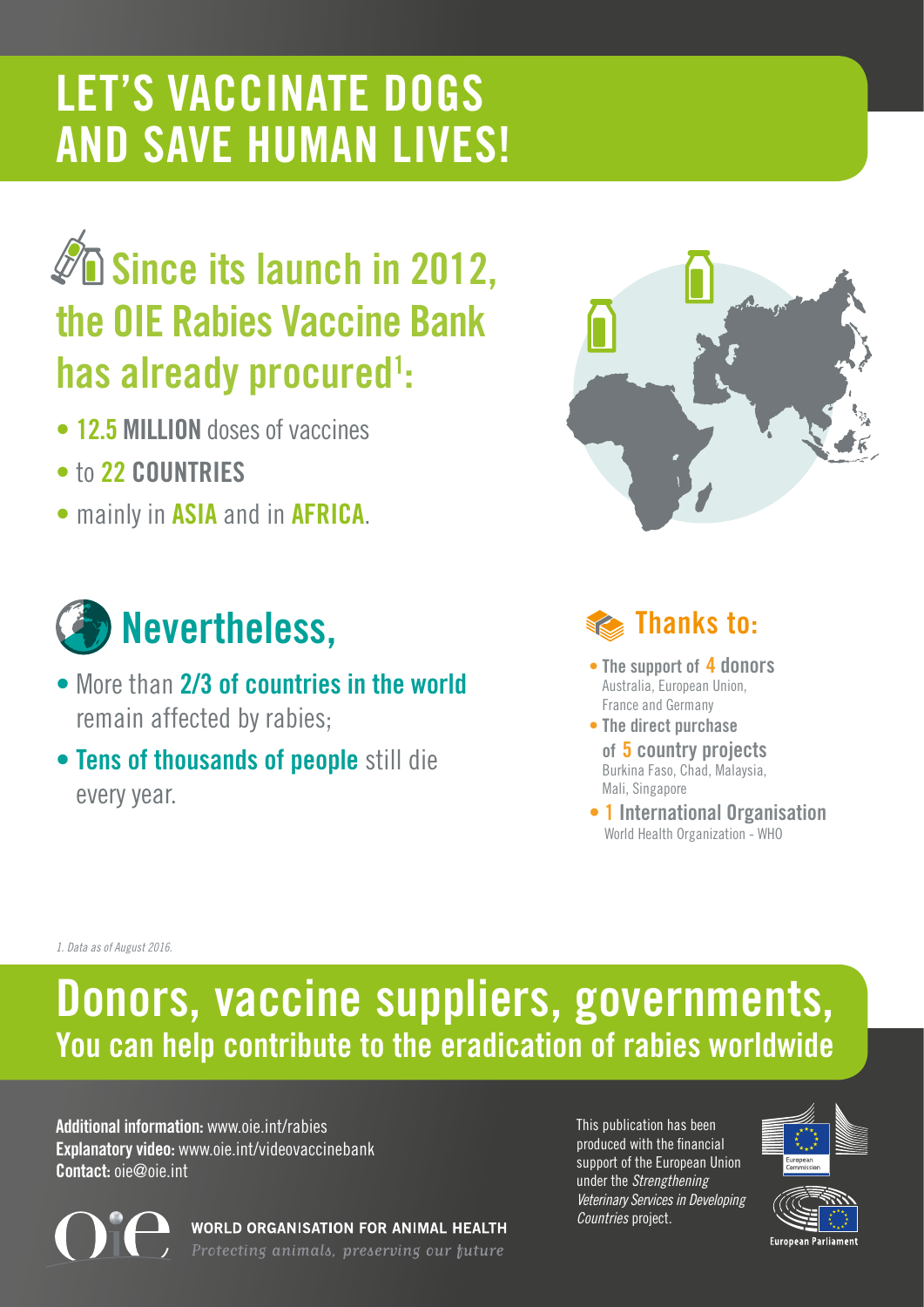# LET'S VACCINATE DOGS AND SAVE HUMAN LIVES!

## Since its launch in 2012, the OIE Rabies Vaccine Bank has already procured[1]:

- **12.5 MILLION** doses of vaccines
- to **22 COUNTRIES**
- mainly in **ASIA** and in **AFRICA**.

## Nevertheless,

- More than **2/3 of countries in the world** remain affected by rabies;
- **Tens of thousands of people** still die every year.

## Thanks to:

- **The support of 4 donors**
  Australia, European Union, France and Germany
- **The direct purchase of 5 country projects**
  Burkina Faso, Chad, Malaysia, Mali, Singapore
- **1 International Organisation**
  World Health Organization - WHO

*1. Data as of August 2016.*

## Donors, vaccine suppliers, governments,

### You can help contribute to the eradication of rabies worldwide

**Additional information:** www.oie.int/rabies
**Explanatory video:** www.oie.int/videovaccinebank
**Contact:** oie@oie.int

This publication has been produced with the financial support of the European Union under the *Strengthening Veterinary Services in Developing Countries* project.

European Commission

European Parliament

WORLD ORGANISATION FOR ANIMAL HEALTH

*Protecting animals, preserving our future*